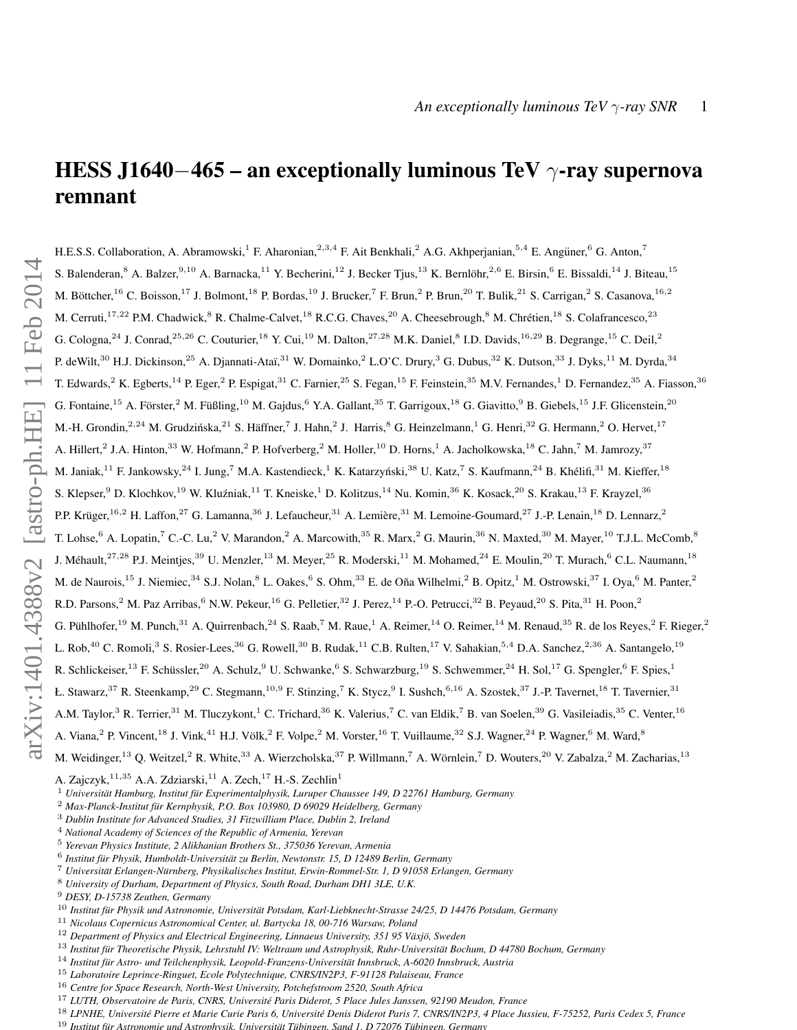# HESS J1640−465 – an exceptionally luminous TeV $\gamma$-ray supernova remnant

H.E.S.S. Collaboration, A. Abramowski,[1] F. Aharonian,[2,3,4] F. Ait Benkhali,[2] A.G. Akhperjanian,[5,4] E. Angüner,[6] G. Anton,[7] S. Balenderan,[8] A. Balzer,[9,10] A. Barnacka,[11] Y. Becherini,[12] J. Becker Tjus,[13] K. Bernlöhr,[2,6] E. Birsin,[6] E. Bissaldi,[14] J. Biteau,[15] M. Böttcher,[16] C. Boisson,[17] J. Bolmont,[18] P. Bordas,[19] J. Brucker,[7] F. Brun,[2] P. Brun,[20] T. Bulik,[21] S. Carrigan,[2] S. Casanova,[16,2] M. Cerruti,[17,22] P.M. Chadwick,[8] R. Chalme-Calvet,[18] R.C.G. Chaves,[20] A. Cheesebrough,[8] M. Chrétien,[18] S. Colafrancesco,[23] G. Cologna,[24] J. Conrad,[25,26] C. Couturier,[18] Y. Cui,[19] M. Dalton,[27,28] M.K. Daniel,[8] I.D. Davids,[16,29] B. Degrange,[15] C. Deil,[2] P. deWilt,[30] H.J. Dickinson,[25] A. Djannati-Ataï,[31] W. Domainko,[2] L.O'C. Drury,[3] G. Dubus,[32] K. Dutson,[33] J. Dyks,[11] M. Dyrda,[34] T. Edwards,[2] K. Egberts,[14] P. Eger,[2] P. Espigat,[31] C. Farnier,[25] S. Fegan,[15] F. Feinstein,[35] M.V. Fernandes,[1] D. Fernandez,[35] A. Fiasson,[36] G. Fontaine,[15] A. Förster,[2] M. Füßling,[10] M. Gajdus,[6] Y.A. Gallant,[35] T. Garrigoux,[18] G. Giavitto,[9] B. Giebels,[15] J.F. Glicenstein,[20] M.-H. Grondin,[2,24] M. Grudzińska,[21] S. Häffner,[7] J. Hahn,[2] J. Harris,[8] G. Heinzelmann,[1] G. Henri,[32] G. Hermann,[2] O. Hervet,[17] A. Hillert,[2] J.A. Hinton,[33] W. Hofmann,[2] P. Hofverberg,[2] M. Holler,[10] D. Horns,[1] A. Jacholkowska,[18] C. Jahn,[7] M. Jamrozy,[37] M. Janiak,[11] F. Jankowsky,[24] I. Jung,[7] M.A. Kastendieck,[1] K. Katarzyński,[38] U. Katz,[7] S. Kaufmann,[24] B. Khélifi,[31] M. Kieffer,[18] S. Klepser,[9] D. Klochkov,[19] W. Kluźniak,[11] T. Kneiske,[1] D. Kolitzus,[14] Nu. Komin,[36] K. Kosack,[20] S. Krakau,[13] F. Krayzel,[36] P.P. Krüger,[16,2] H. Laffon,[27] G. Lamanna,[36] J. Lefaucheur,[31] A. Lemière,[31] M. Lemoine-Goumard,[27] J.-P. Lenain,[18] D. Lennarz,[2] T. Lohse,[6] A. Lopatin,[7] C.-C. Lu,[2] V. Marandon,[2] A. Marcowith,[35] R. Marx,[2] G. Maurin,[36] N. Maxted,[30] M. Mayer,[10] T.J.L. McComb,[8] J. Méhault,[27,28] P.J. Meintjes,[39] U. Menzler,[13] M. Meyer,[25] R. Moderski,[11] M. Mohamed,[24] E. Moulin,[20] T. Murach,[6] C.L. Naumann,[18] M. de Naurois,[15] J. Niemiec,[34] S.J. Nolan,[8] L. Oakes,[6] S. Ohm,[33] E. de Oña Wilhelmi,[2] B. Opitz,[1] M. Ostrowski,[37] I. Oya,[6] M. Panter,[2] R.D. Parsons,[2] M. Paz Arribas,[6] N.W. Pekeur,[16] G. Pelletier,[32] J. Perez,[14] P.-O. Petrucci,[32] B. Peyaud,[20] S. Pita,[31] H. Poon,[2] G. Pühlhofer,[19] M. Punch,[31] A. Quirrenbach,[24] S. Raab,[7] M. Raue,[1] A. Reimer,[14] O. Reimer,[14] M. Renaud,[35] R. de los Reyes,[2] F. Rieger,[2] L. Rob,[40] C. Romoli,[3] S. Rosier-Lees,[36] G. Rowell,[30] B. Rudak,[11] C.B. Rulten,[17] V. Sahakian,[5,4] D.A. Sanchez,[2,36] A. Santangelo,[19] R. Schlickeiser,[13] F. Schüssler,[20] A. Schulz,[9] U. Schwanke,[6] S. Schwarzburg,[19] S. Schwemmer,[24] H. Sol,[17] G. Spengler,[6] F. Spies,[1] Ł. Stawarz,[37] R. Steenkamp,[29] C. Stegmann,[10,9] F. Stinzing,[7] K. Stycz,[9] I. Sushch,[6,16] A. Szostek,[37] J.-P. Tavernet,[18] T. Tavernier,[31] A.M. Taylor,[3] R. Terrier,[31] M. Tluczykont,[1] C. Trichard,[36] K. Valerius,[7] C. van Eldik,[7] B. van Soelen,[39] G. Vasileiadis,[35] C. Venter,[16] A. Viana,[2] P. Vincent,[18] J. Vink,[41] H.J. Völk,[2] F. Volpe,[2] M. Vorster,[16] T. Vuillaume,[32] S.J. Wagner,[24] P. Wagner,[6] M. Ward,[8] M. Weidinger,[13] Q. Weitzel,[2] R. White,[33] A. Wierzcholska,[37] P. Willmann,[7] A. Wörnlein,[7] D. Wouters,[20] V. Zabalza,[2] M. Zacharias,[13] A. Zajczyk,[11,35] A.A. Zdziarski,[11] A. Zech,[17] H.-S. Zechlin[1]

[1] *Universität Hamburg, Institut für Experimentalphysik, Luruper Chaussee 149, D 22761 Hamburg, Germany*
[2] *Max-Planck-Institut für Kernphysik, P.O. Box 103980, D 69029 Heidelberg, Germany*
[3] *Dublin Institute for Advanced Studies, 31 Fitzwilliam Place, Dublin 2, Ireland*
[4] *National Academy of Sciences of the Republic of Armenia, Yerevan*
[5] *Yerevan Physics Institute, 2 Alikhanian Brothers St., 375036 Yerevan, Armenia*
[6] *Institut für Physik, Humboldt-Universität zu Berlin, Newtonstr. 15, D 12489 Berlin, Germany*
[7] *Universität Erlangen-Nürnberg, Physikalisches Institut, Erwin-Rommel-Str. 1, D 91058 Erlangen, Germany*
[8] *University of Durham, Department of Physics, South Road, Durham DH1 3LE, U.K.*
[9] *DESY, D-15738 Zeuthen, Germany*
[10] *Institut für Physik und Astronomie, Universität Potsdam, Karl-Liebknecht-Strasse 24/25, D 14476 Potsdam, Germany*
[11] *Nicolaus Copernicus Astronomical Center, ul. Bartycka 18, 00-716 Warsaw, Poland*
[12] *Department of Physics and Electrical Engineering, Linnaeus University, 351 95 Växjö, Sweden*
[13] *Institut für Theoretische Physik, Lehrstuhl IV: Weltraum und Astrophysik, Ruhr-Universität Bochum, D 44780 Bochum, Germany*
[14] *Institut für Astro- und Teilchenphysik, Leopold-Franzens-Universität Innsbruck, A-6020 Innsbruck, Austria*
[15] *Laboratoire Leprince-Ringuet, Ecole Polytechnique, CNRS/IN2P3, F-91128 Palaiseau, France*
[16] *Centre for Space Research, North-West University, Potchefstroom 2520, South Africa*
[17] *LUTH, Observatoire de Paris, CNRS, Université Paris Diderot, 5 Place Jules Janssen, 92190 Meudon, France*
[18] *LPNHE, Université Pierre et Marie Curie Paris 6, Université Denis Diderot Paris 7, CNRS/IN2P3, 4 Place Jussieu, F-75252, Paris Cedex 5, France*
[19] *Institut für Astronomie und Astrophysik, Universität Tübingen, Sand 1, D 72076 Tübingen, Germany*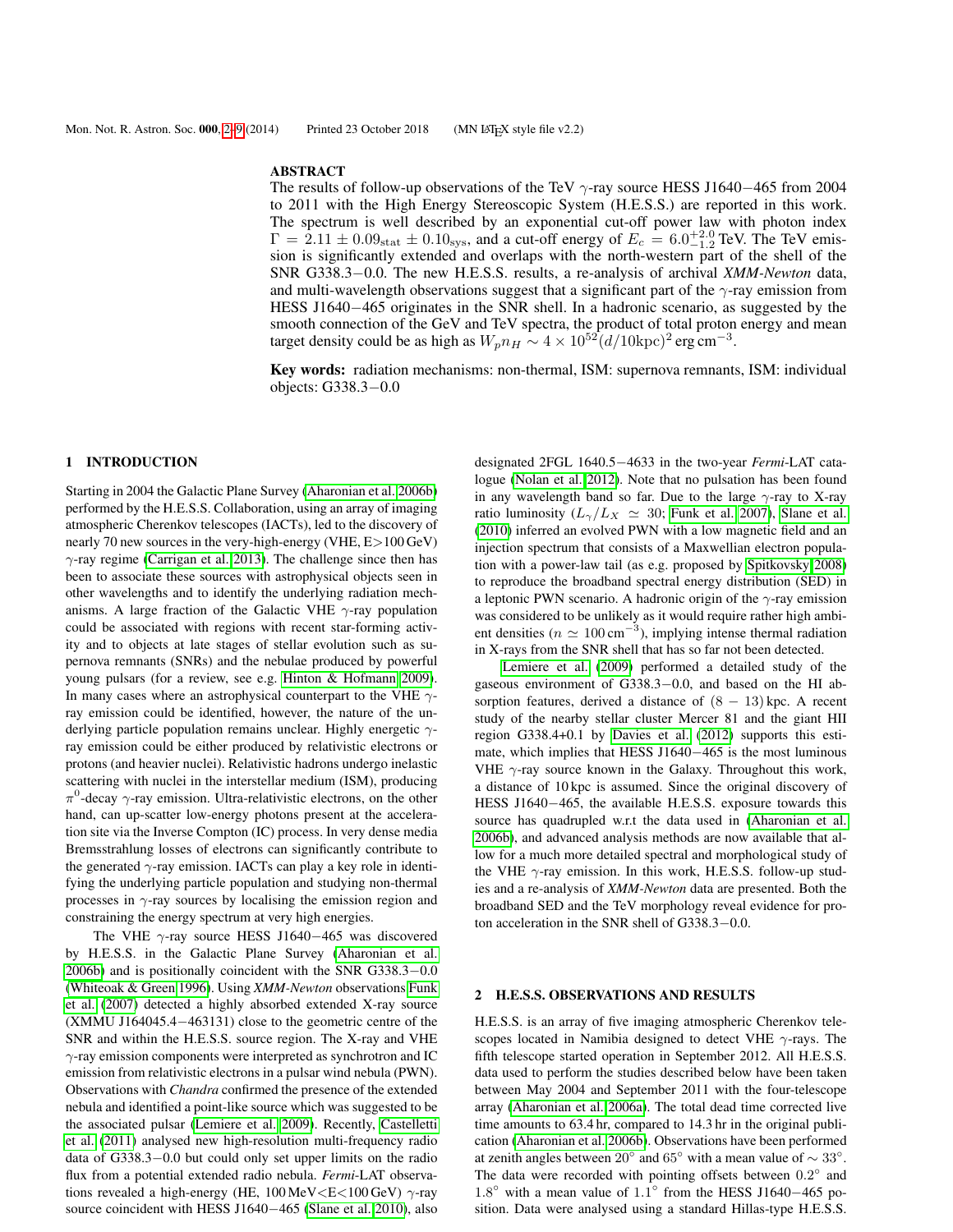## ABSTRACT

The results of follow-up observations of the TeV $\gamma$-ray source HESS J1640−465 from 2004 to 2011 with the High Energy Stereoscopic System (H.E.S.S.) are reported in this work. The spectrum is well described by an exponential cut-off power law with photon index $\Gamma = 2.11 \pm 0.09_{\rm stat} \pm 0.10_{\rm sys}$, and a cut-off energy of $E_c = 6.0^{+2.0}_{-1.2}$ TeV. The TeV emission is significantly extended and overlaps with the north-western part of the shell of the SNR G338.3−0.0. The new H.E.S.S. results, a re-analysis of archival *XMM-Newton* data, and multi-wavelength observations suggest that a significant part of the $\gamma$-ray emission from HESS J1640−465 originates in the SNR shell. In a hadronic scenario, as suggested by the smooth connection of the GeV and TeV spectra, the product of total proton energy and mean target density could be as high as $W_p n_H \sim 4 \times 10^{52} (d/10\text{kpc})^2\,\text{erg}\,\text{cm}^{-3}$.

**Key words:** radiation mechanisms: non-thermal, ISM: supernova remnants, ISM: individual objects: G338.3−0.0

## 1 INTRODUCTION

Starting in 2004 the Galactic Plane Survey (Aharonian et al. 2006b) performed by the H.E.S.S. Collaboration, using an array of imaging atmospheric Cherenkov telescopes (IACTs), led to the discovery of nearly 70 new sources in the very-high-energy (VHE, E>100 GeV) $\gamma$-ray regime (Carrigan et al. 2013). The challenge since then has been to associate these sources with astrophysical objects seen in other wavelengths and to identify the underlying radiation mechanisms. A large fraction of the Galactic VHE $\gamma$-ray population could be associated with regions with recent star-forming activity and to objects at late stages of stellar evolution such as supernova remnants (SNRs) and the nebulae produced by powerful young pulsars (for a review, see e.g. Hinton & Hofmann 2009). In many cases where an astrophysical counterpart to the VHE $\gamma$-ray emission could be identified, however, the nature of the underlying particle population remains unclear. Highly energetic $\gamma$-ray emission could be either produced by relativistic electrons or protons (and heavier nuclei). Relativistic hadrons undergo inelastic scattering with nuclei in the interstellar medium (ISM), producing $\pi^0$-decay $\gamma$-ray emission. Ultra-relativistic electrons, on the other hand, can up-scatter low-energy photons present at the acceleration site via the Inverse Compton (IC) process. In very dense media Bremsstrahlung losses of electrons can significantly contribute to the generated $\gamma$-ray emission. IACTs can play a key role in identifying the underlying particle population and studying non-thermal processes in $\gamma$-ray sources by localising the emission region and constraining the energy spectrum at very high energies.

The VHE $\gamma$-ray source HESS J1640−465 was discovered by H.E.S.S. in the Galactic Plane Survey (Aharonian et al. 2006b) and is positionally coincident with the SNR G338.3−0.0 (Whiteoak & Green 1996). Using *XMM-Newton* observations Funk et al. (2007) detected a highly absorbed extended X-ray source (XMMU J164045.4−463131) close to the geometric centre of the SNR and within the H.E.S.S. source region. The X-ray and VHE $\gamma$-ray emission components were interpreted as synchrotron and IC emission from relativistic electrons in a pulsar wind nebula (PWN). Observations with *Chandra* confirmed the presence of the extended nebula and identified a point-like source which was suggested to be the associated pulsar (Lemiere et al. 2009). Recently, Castelletti et al. (2011) analysed new high-resolution multi-frequency radio data of G338.3−0.0 but could only set upper limits on the radio flux from a potential extended radio nebula. *Fermi*-LAT observations revealed a high-energy (HE, 100 MeV<E<100 GeV) $\gamma$-ray source coincident with HESS J1640−465 (Slane et al. 2010), also designated 2FGL 1640.5−4633 in the two-year *Fermi*-LAT catalogue (Nolan et al. 2012). Note that no pulsation has been found in any wavelength band so far. Due to the large $\gamma$-ray to X-ray ratio luminosity ($L_\gamma / L_X \simeq 30$; Funk et al. 2007), Slane et al. (2010) inferred an evolved PWN with a low magnetic field and an injection spectrum that consists of a Maxwellian electron population with a power-law tail (as e.g. proposed by Spitkovsky 2008) to reproduce the broadband spectral energy distribution (SED) in a leptonic PWN scenario. A hadronic origin of the $\gamma$-ray emission was considered to be unlikely as it would require rather high ambient densities ($n \simeq 100\,\text{cm}^{-3}$), implying intense thermal radiation in X-rays from the SNR shell that has so far not been detected.

Lemiere et al. (2009) performed a detailed study of the gaseous environment of G338.3−0.0, and based on the HI absorption features, derived a distance of $(8 - 13)$ kpc. A recent study of the nearby stellar cluster Mercer 81 and the giant HII region G338.4+0.1 by Davies et al. (2012) supports this estimate, which implies that HESS J1640−465 is the most luminous VHE $\gamma$-ray source known in the Galaxy. Throughout this work, a distance of 10 kpc is assumed. Since the original discovery of HESS J1640−465, the available H.E.S.S. exposure towards this source has quadrupled w.r.t the data used in (Aharonian et al. 2006b), and advanced analysis methods are now available that allow for a much more detailed spectral and morphological study of the VHE $\gamma$-ray emission. In this work, H.E.S.S. follow-up studies and a re-analysis of *XMM-Newton* data are presented. Both the broadband SED and the TeV morphology reveal evidence for proton acceleration in the SNR shell of G338.3−0.0.

## 2 H.E.S.S. OBSERVATIONS AND RESULTS

H.E.S.S. is an array of five imaging atmospheric Cherenkov telescopes located in Namibia designed to detect VHE $\gamma$-rays. The fifth telescope started operation in September 2012. All H.E.S.S. data used to perform the studies described below have been taken between May 2004 and September 2011 with the four-telescope array (Aharonian et al. 2006a). The total dead time corrected live time amounts to 63.4 hr, compared to 14.3 hr in the original publication (Aharonian et al. 2006b). Observations have been performed at zenith angles between 20° and 65° with a mean value of ∼ 33°. The data were recorded with pointing offsets between 0.2° and 1.8° with a mean value of 1.1° from the HESS J1640−465 position. Data were analysed using a standard Hillas-type H.E.S.S.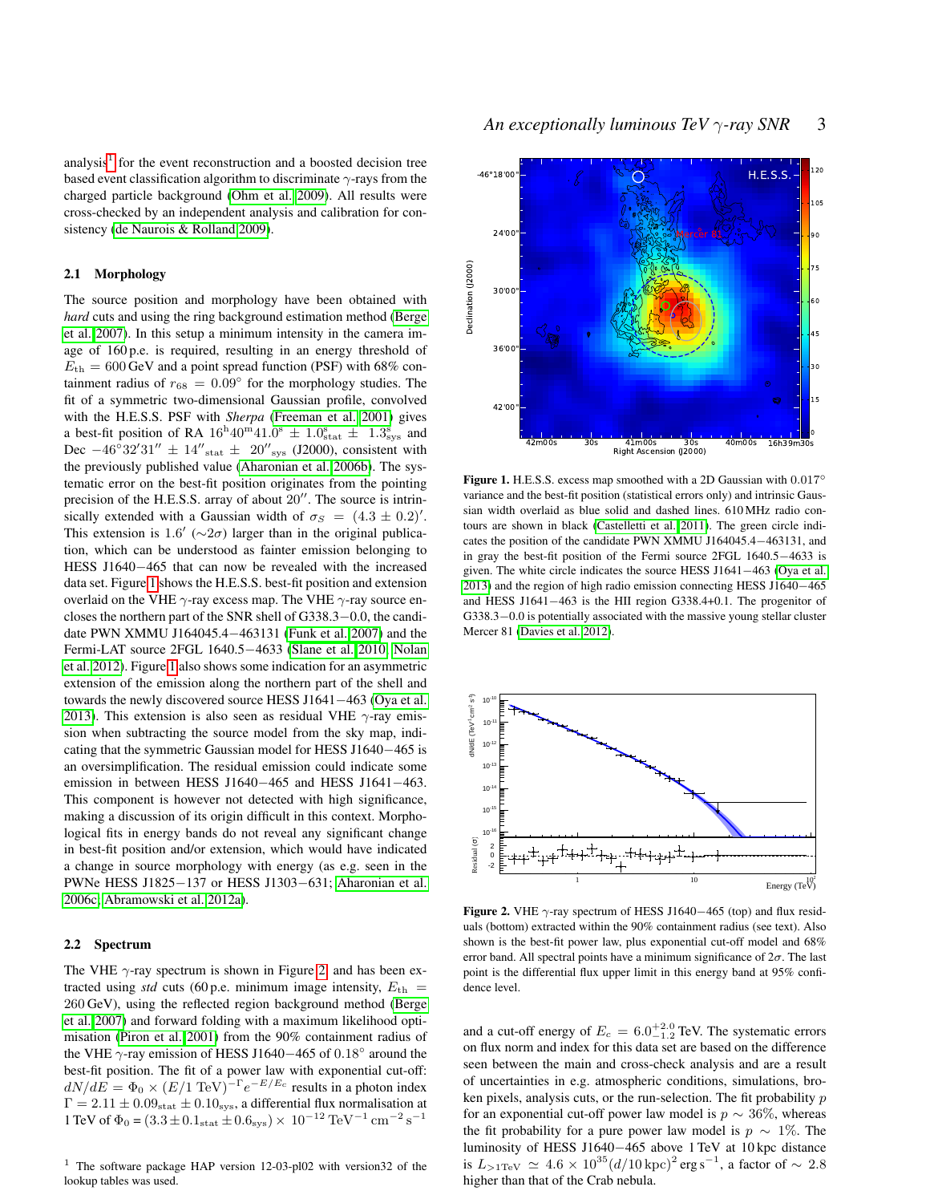analysis[1] for the event reconstruction and a boosted decision tree based event classification algorithm to discriminate $\gamma$-rays from the charged particle background (Ohm et al. 2009). All results were cross-checked by an independent analysis and calibration for consistency (de Naurois & Rolland 2009).

### 2.1 Morphology

The source position and morphology have been obtained with *hard* cuts and using the ring background estimation method (Berge et al. 2007). In this setup a minimum intensity in the camera image of 160 p.e. is required, resulting in an energy threshold of $E_{\rm th} = 600$ GeV and a point spread function (PSF) with 68% containment radius of $r_{68} = 0.09^{\circ}$ for the morphology studies. The fit of a symmetric two-dimensional Gaussian profile, convolved with the H.E.S.S. PSF with *Sherpa* (Freeman et al. 2001) gives a best-fit position of RA $16^{\rm h}40^{\rm m}41.0^{\rm s} \pm 1.0^{\rm s}_{\rm stat} \pm 1.3^{\rm s}_{\rm sys}$ and Dec $-46^{\circ}32'31'' \pm 14''_{\rm stat} \pm 20''_{\rm sys}$ (J2000), consistent with the previously published value (Aharonian et al. 2006b). The systematic error on the best-fit position originates from the pointing precision of the H.E.S.S. array of about $20''$. The source is intrinsically extended with a Gaussian width of $\sigma_S = (4.3 \pm 0.2)'$. This extension is $1.6'$ ($\sim 2\sigma$) larger than in the original publication, which can be understood as fainter emission belonging to HESS J1640−465 that can now be revealed with the increased data set. Figure 1 shows the H.E.S.S. best-fit position and extension overlaid on the VHE $\gamma$-ray excess map. The VHE $\gamma$-ray source encloses the northern part of the SNR shell of G338.3−0.0, the candidate PWN XMMU J164045.4−463131 (Funk et al. 2007) and the Fermi-LAT source 2FGL 1640.5−4633 (Slane et al. 2010; Nolan et al. 2012). Figure 1 also shows some indication for an asymmetric extension of the emission along the northern part of the shell and towards the newly discovered source HESS J1641−463 (Oya et al. 2013). This extension is also seen as residual VHE $\gamma$-ray emission when subtracting the source model from the sky map, indicating that the symmetric Gaussian model for HESS J1640−465 is an oversimplification. The residual emission could indicate some emission in between HESS J1640−465 and HESS J1641−463. This component is however not detected with high significance, making a discussion of its origin difficult in this context. Morphological fits in energy bands do not reveal any significant change in best-fit position and/or extension, which would have indicated a change in source morphology with energy (as e.g. seen in the PWNe HESS J1825−137 or HESS J1303−631; Aharonian et al. 2006c; Abramowski et al. 2012a).

Figure 1. H.E.S.S. excess map smoothed with a 2D Gaussian with $0.017^{\circ}$ variance and the best-fit position (statistical errors only) and intrinsic Gaussian width overlaid as blue solid and dashed lines. 610 MHz radio contours are shown in black (Castelletti et al. 2011). The green circle indicates the position of the candidate PWN XMMU J164045.4−463131, and in gray the best-fit position of the Fermi source 2FGL 1640.5−4633 is given. The white circle indicates the source HESS J1641−463 (Oya et al. 2013) and the region of high radio emission connecting HESS J1640−465 and HESS J1641−463 is the HII region G338.4+0.1. The progenitor of G338.3−0.0 is potentially associated with the massive young stellar cluster Mercer 81 (Davies et al. 2012).

Figure 2. VHE $\gamma$-ray spectrum of HESS J1640−465 (top) and flux residuals (bottom) extracted within the 90% containment radius (see text). Also shown is the best-fit power law, plus exponential cut-off model and 68% error band. All spectral points have a minimum significance of $2\sigma$. The last point is the differential flux upper limit in this energy band at 95% confidence level.

### 2.2 Spectrum

The VHE $\gamma$-ray spectrum is shown in Figure 2, and has been extracted using *std* cuts (60 p.e. minimum image intensity, $E_{\rm th} = 260$ GeV), using the reflected region background method (Berge et al. 2007) and forward folding with a maximum likelihood optimisation (Piron et al. 2001) from the 90% containment radius of the VHE $\gamma$-ray emission of HESS J1640−465 of $0.18^{\circ}$ around the best-fit position. The fit of a power law with exponential cut-off: $dN/dE = \Phi_0 \times (E/1\ {\rm TeV})^{-\Gamma} e^{-E/E_c}$ results in a photon index $\Gamma = 2.11 \pm 0.09_{\rm stat} \pm 0.10_{\rm sys}$, a differential flux normalisation at 1 TeV of $\Phi_0 = (3.3 \pm 0.1_{\rm stat} \pm 0.6_{\rm sys}) \times 10^{-12}\ {\rm TeV^{-1}\,cm^{-2}\,s^{-1}}$ and a cut-off energy of $E_c = 6.0^{+2.0}_{-1.2}$ TeV. The systematic errors on flux norm and index for this data set are based on the difference seen between the main and cross-check analysis and are a result of uncertainties in e.g. atmospheric conditions, simulations, broken pixels, analysis cuts, or the run-selection. The fit probability $p$ for an exponential cut-off power law model is $p \sim 36\%$, whereas the fit probability for a pure power law model is $p \sim 1\%$. The luminosity of HESS J1640−465 above 1 TeV at 10 kpc distance is $L_{>1\rm TeV} \simeq 4.6 \times 10^{35} (d/10\,{\rm kpc})^2\ {\rm erg\,s^{-1}}$, a factor of $\sim 2.8$ higher than that of the Crab nebula.

[1] The software package HAP version 12-03-pl02 with version32 of the lookup tables was used.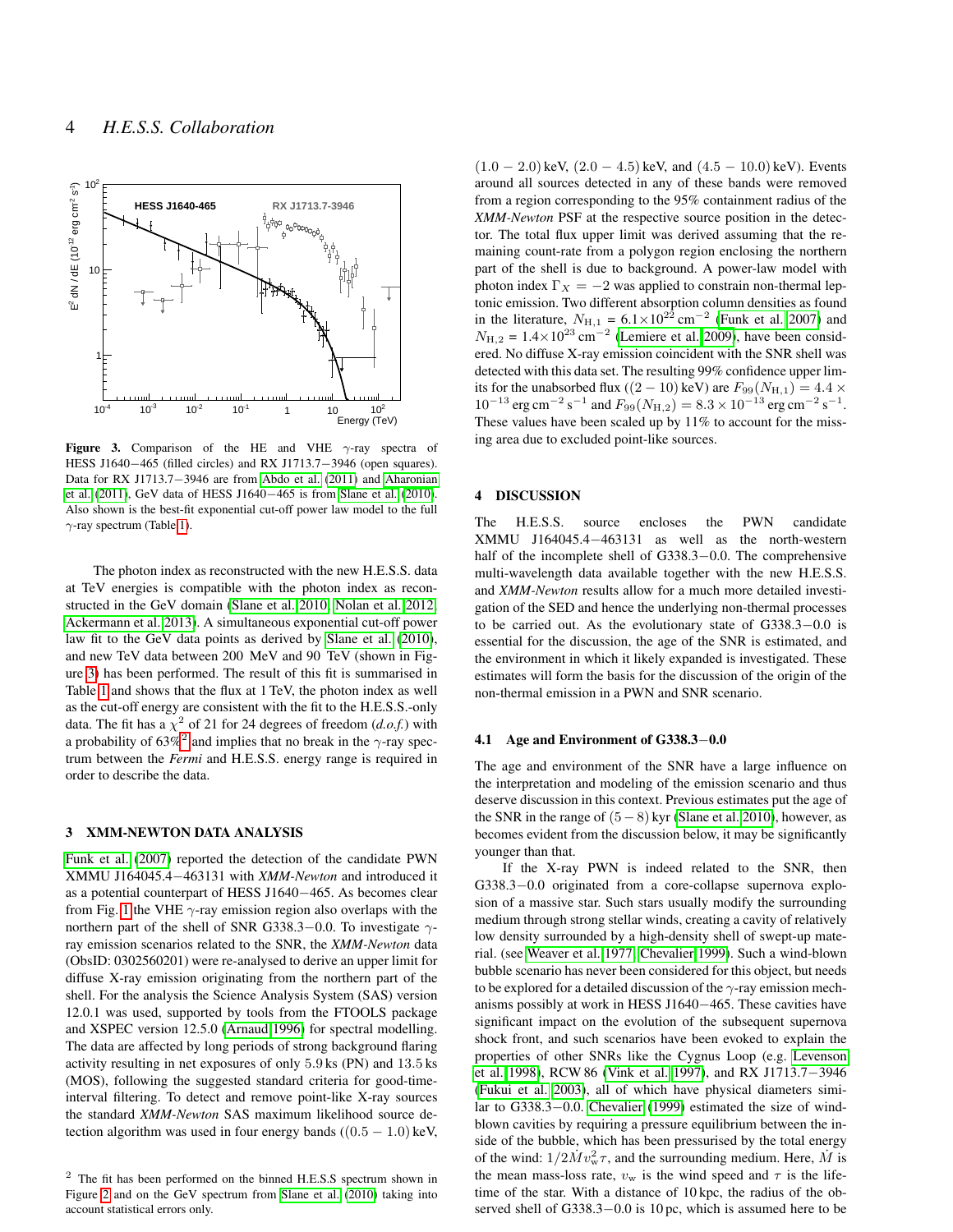Figure 3. Comparison of the HE and VHE $\gamma$-ray spectra of HESS J1640−465 (filled circles) and RX J1713.7−3946 (open squares). Data for RX J1713.7−3946 are from Abdo et al. (2011) and Aharonian et al. (2011), GeV data of HESS J1640−465 is from Slane et al. (2010). Also shown is the best-fit exponential cut-off power law model to the full $\gamma$-ray spectrum (Table 1).

The photon index as reconstructed with the new H.E.S.S. data at TeV energies is compatible with the photon index as reconstructed in the GeV domain (Slane et al. 2010; Nolan et al. 2012; Ackermann et al. 2013). A simultaneous exponential cut-off power law fit to the GeV data points as derived by Slane et al. (2010), and new TeV data between 200 MeV and 90 TeV (shown in Figure 3) has been performed. The result of this fit is summarised in Table 1 and shows that the flux at 1 TeV, the photon index as well as the cut-off energy are consistent with the fit to the H.E.S.S.-only data. The fit has a $\chi^2$ of 21 for 24 degrees of freedom (*d.o.f.*) with a probability of 63%[2] and implies that no break in the $\gamma$-ray spectrum between the *Fermi* and H.E.S.S. energy range is required in order to describe the data.

## 3 XMM-NEWTON DATA ANALYSIS

Funk et al. (2007) reported the detection of the candidate PWN XMMU J164045.4−463131 with *XMM-Newton* and introduced it as a potential counterpart of HESS J1640−465. As becomes clear from Fig. 1 the VHE $\gamma$-ray emission region also overlaps with the northern part of the shell of SNR G338.3−0.0. To investigate $\gamma$-ray emission scenarios related to the SNR, the *XMM-Newton* data (ObsID: 0302560201) were re-analysed to derive an upper limit for diffuse X-ray emission originating from the northern part of the shell. For the analysis the Science Analysis System (SAS) version 12.0.1 was used, supported by tools from the FTOOLS package and XSPEC version 12.5.0 (Arnaud 1996) for spectral modelling. The data are affected by long periods of strong background flaring activity resulting in net exposures of only 5.9 ks (PN) and 13.5 ks (MOS), following the suggested standard criteria for good-time-interval filtering. To detect and remove point-like X-ray sources the standard *XMM-Newton* SAS maximum likelihood source detection algorithm was used in four energy bands ($(0.5-1.0)$ keV, $(1.0-2.0)$ keV, $(2.0-4.5)$ keV, and $(4.5-10.0)$ keV). Events around all sources detected in any of these bands were removed from a region corresponding to the 95% containment radius of the *XMM-Newton* PSF at the respective source position in the detector. The total flux upper limit was derived assuming that the remaining count-rate from a polygon region enclosing the northern part of the shell is due to background. A power-law model with photon index $\Gamma_X = -2$ was applied to constrain non-thermal leptonic emission. Two different absorption column densities as found in the literature, $N_{\mathrm{H},1} = 6.1\times10^{22}$ cm$^{-2}$ (Funk et al. 2007) and $N_{\mathrm{H},2} = 1.4\times10^{23}$ cm$^{-2}$ (Lemiere et al. 2009), have been considered. No diffuse X-ray emission coincident with the SNR shell was detected with this data set. The resulting 99% confidence upper limits for the unabsorbed flux ($(2-10)$ keV) are $F_{99}(N_{\mathrm{H},1}) = 4.4\times10^{-13}$ erg cm$^{-2}$ s$^{-1}$ and $F_{99}(N_{\mathrm{H},2}) = 8.3\times10^{-13}$ erg cm$^{-2}$ s$^{-1}$. These values have been scaled up by 11% to account for the missing area due to excluded point-like sources.

## 4 DISCUSSION

The H.E.S.S. source encloses the PWN candidate XMMU J164045.4−463131 as well as the north-western half of the incomplete shell of G338.3−0.0. The comprehensive multi-wavelength data available together with the new H.E.S.S. and *XMM-Newton* results allow for a much more detailed investigation of the SED and hence the underlying non-thermal processes to be carried out. As the evolutionary state of G338.3−0.0 is essential for the discussion, the age of the SNR is estimated, and the environment in which it likely expanded is investigated. These estimates will form the basis for the discussion of the origin of the non-thermal emission in a PWN and SNR scenario.

### 4.1 Age and Environment of G338.3−0.0

The age and environment of the SNR have a large influence on the interpretation and modeling of the emission scenario and thus deserve discussion in this context. Previous estimates put the age of the SNR in the range of $(5-8)$ kyr (Slane et al. 2010), however, as becomes evident from the discussion below, it may be significantly younger than that.

If the X-ray PWN is indeed related to the SNR, then G338.3−0.0 originated from a core-collapse supernova explosion of a massive star. Such stars usually modify the surrounding medium through strong stellar winds, creating a cavity of relatively low density surrounded by a high-density shell of swept-up material. (see Weaver et al. 1977; Chevalier 1999). Such a wind-blown bubble scenario has never been considered for this object, but needs to be explored for a detailed discussion of the $\gamma$-ray emission mechanisms possibly at work in HESS J1640−465. These cavities have significant impact on the evolution of the subsequent supernova shock front, and such scenarios have been evoked to explain the properties of other SNRs like the Cygnus Loop (e.g. Levenson et al. 1998), RCW 86 (Vink et al. 1997), and RX J1713.7−3946 (Fukui et al. 2003), all of which have physical diameters similar to G338.3−0.0. Chevalier (1999) estimated the size of wind-blown cavities by requiring a pressure equilibrium between the inside of the bubble, which has been pressurised by the total energy of the wind: $1/2\dot{M}v_\mathrm{w}^2\tau$, and the surrounding medium. Here, $\dot{M}$ is the mean mass-loss rate, $v_\mathrm{w}$ is the wind speed and $\tau$ is the lifetime of the star. With a distance of 10 kpc, the radius of the observed shell of G338.3−0.0 is 10 pc, which is assumed here to be

[2] The fit has been performed on the binned H.E.S.S spectrum shown in Figure 2 and on the GeV spectrum from Slane et al. (2010) taking into account statistical errors only.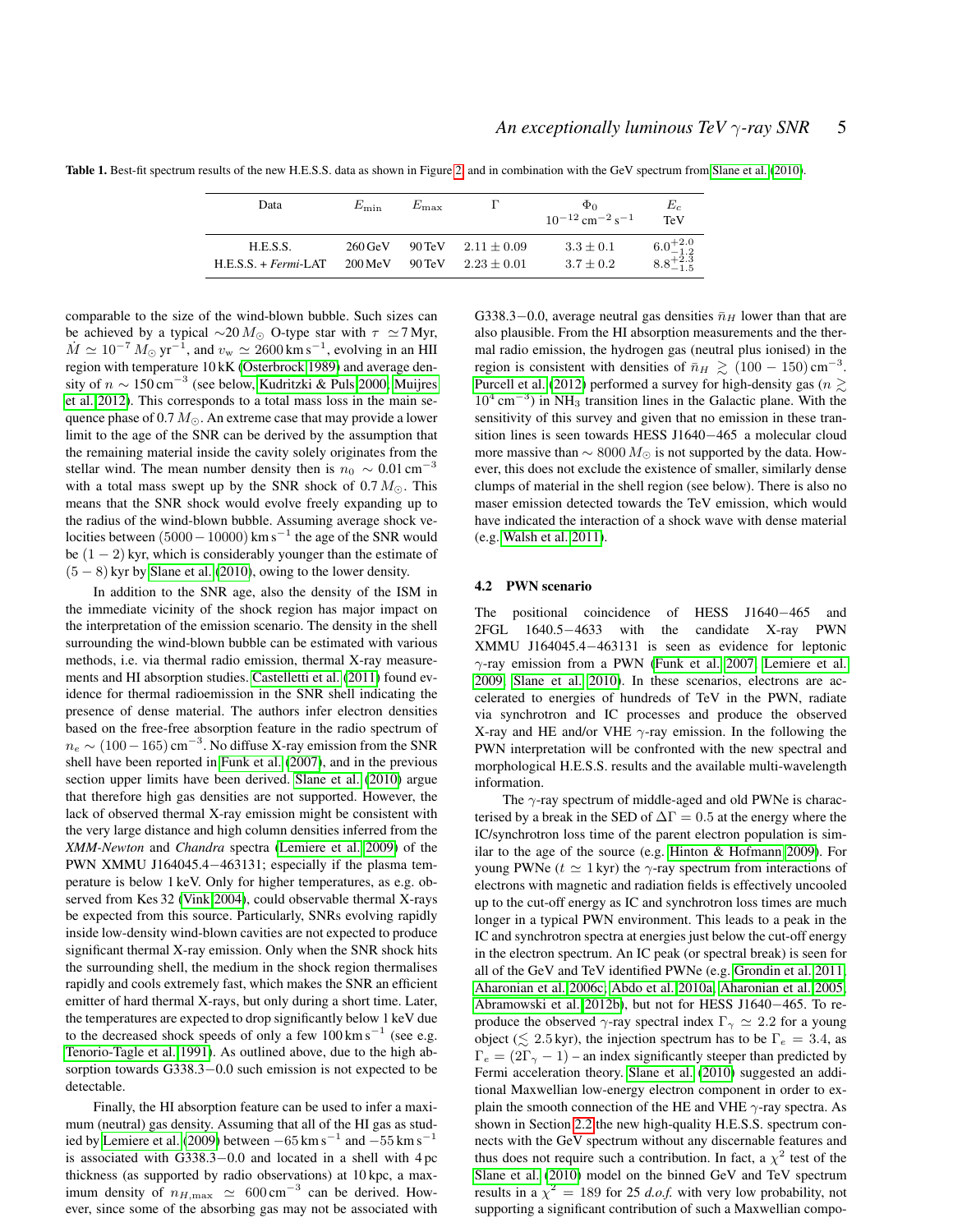**Table 1.** Best-fit spectrum results of the new H.E.S.S. data as shown in Figure 2 and in combination with the GeV spectrum from Slane et al. (2010).

| Data | $E_{\rm min}$ | $E_{\rm max}$ | $\Gamma$ | $\Phi_0$ $10^{-12}\,{\rm cm}^{-2}\,{\rm s}^{-1}$ | $E_c$ TeV |
|---|---|---|---|---|---|
| H.E.S.S. | 260 GeV | 90 TeV | $2.11 \pm 0.09$ | $3.3 \pm 0.1$ | $6.0^{+2.0}_{-1.2}$ |
| H.E.S.S. + *Fermi*-LAT | 200 MeV | 90 TeV | $2.23 \pm 0.01$ | $3.7 \pm 0.2$ | $8.8^{+2.3}_{-1.5}$ |

comparable to the size of the wind-blown bubble. Such sizes can be achieved by a typical $\sim 20\,M_\odot$ O-type star with $\tau \simeq 7\,$Myr, $\dot{M} \simeq 10^{-7}\,M_\odot\,{\rm yr}^{-1}$, and $v_{\rm w} \simeq 2600\,{\rm km\,s}^{-1}$, evolving in an HII region with temperature 10 kK (Osterbrock 1989) and average density of $n \sim 150\,{\rm cm}^{-3}$ (see below, Kudritzki & Puls 2000, Muijres et al. 2012). This corresponds to a total mass loss in the main sequence phase of $0.7\,M_\odot$. An extreme case that may provide a lower limit to the age of the SNR can be derived by the assumption that the remaining material inside the cavity solely originates from the stellar wind. The mean number density then is $n_0 \sim 0.01\,{\rm cm}^{-3}$ with a total mass swept up by the SNR shock of $0.7\,M_\odot$. This means that the SNR shock would evolve freely expanding up to the radius of the wind-blown bubble. Assuming average shock velocities between $(5000 - 10000)\,{\rm km\,s}^{-1}$ the age of the SNR would be $(1-2)\,$kyr, which is considerably younger than the estimate of $(5-8)\,$kyr by Slane et al. (2010), owing to the lower density.

In addition to the SNR age, also the density of the ISM in the immediate vicinity of the shock region has major impact on the interpretation of the emission scenario. The density in the shell surrounding the wind-blown bubble can be estimated with various methods, i.e. via thermal radio emission, thermal X-ray measurements and HI absorption studies. Castelletti et al. (2011) found evidence for thermal radioemission in the SNR shell indicating the presence of dense material. The authors infer electron densities based on the free-free absorption feature in the radio spectrum of $n_e \sim (100-165)\,{\rm cm}^{-3}$. No diffuse X-ray emission from the SNR shell have been reported in Funk et al. (2007), and in the previous section upper limits have been derived. Slane et al. (2010) argue that therefore high gas densities are not supported. However, the lack of observed thermal X-ray emission might be consistent with the very large distance and high column densities inferred from the *XMM-Newton* and *Chandra* spectra (Lemiere et al. 2009) of the PWN XMMU J164045.4−463131; especially if the plasma temperature is below 1 keV. Only for higher temperatures, as e.g. observed from Kes 32 (Vink 2004), could observable thermal X-rays be expected from this source. Particularly, SNRs evolving rapidly inside low-density wind-blown cavities are not expected to produce significant thermal X-ray emission. Only when the SNR shock hits the surrounding shell, the medium in the shock region thermalises rapidly and cools extremely fast, which makes the SNR an efficient emitter of hard thermal X-rays, but only during a short time. Later, the temperatures are expected to drop significantly below 1 keV due to the decreased shock speeds of only a few $100\,{\rm km\,s}^{-1}$ (see e.g. Tenorio-Tagle et al. 1991). As outlined above, due to the high absorption towards G338.3−0.0 such emission is not expected to be detectable.

Finally, the HI absorption feature can be used to infer a maximum (neutral) gas density. Assuming that all of the HI gas as studied by Lemiere et al. (2009) between $-65\,{\rm km\,s}^{-1}$ and $-55\,{\rm km\,s}^{-1}$ is associated with G338.3−0.0 and located in a shell with 4 pc thickness (as supported by radio observations) at 10 kpc, a maximum density of $n_{H,{\rm max}} \simeq 600\,{\rm cm}^{-3}$ can be derived. However, since some of the absorbing gas may not be associated with G338.3−0.0, average neutral gas densities $\bar{n}_H$ lower than that are also plausible. From the HI absorption measurements and the thermal radio emission, the hydrogen gas (neutral plus ionised) in the region is consistent with densities of $\bar{n}_H \gtrsim (100-150)\,{\rm cm}^{-3}$. Purcell et al. (2012) performed a survey for high-density gas ($n \gtrsim 10^4\,{\rm cm}^{-3}$) in $NH_3$ transition lines in the Galactic plane. With the sensitivity of this survey and given that no emission in these transition lines is seen towards HESS J1640−465 a molecular cloud more massive than $\sim 8000\,M_\odot$ is not supported by the data. However, this does not exclude the existence of smaller, similarly dense clumps of material in the shell region (see below). There is also no maser emission detected towards the TeV emission, which would have indicated the interaction of a shock wave with dense material (e.g. Walsh et al. 2011).

### 4.2 PWN scenario

The positional coincidence of HESS J1640−465 and 2FGL 1640.5−4633 with the candidate X-ray PWN XMMU J164045.4−463131 is seen as evidence for leptonic $\gamma$-ray emission from a PWN (Funk et al. 2007, Lemiere et al. 2009, Slane et al. 2010). In these scenarios, electrons are accelerated to energies of hundreds of TeV in the PWN, radiate via synchrotron and IC processes and produce the observed X-ray and HE and/or VHE $\gamma$-ray emission. In the following the PWN interpretation will be confronted with the new spectral and morphological H.E.S.S. results and the available multi-wavelength information.

The $\gamma$-ray spectrum of middle-aged and old PWNe is characterised by a break in the SED of $\Delta\Gamma = 0.5$ at the energy where the IC/synchrotron loss time of the parent electron population is similar to the age of the source (e.g. Hinton & Hofmann 2009). For young PWNe ($t \simeq 1\,$kyr) the $\gamma$-ray spectrum from interactions of electrons with magnetic and radiation fields is effectively uncooled up to the cut-off energy as IC and synchrotron loss times are much longer in a typical PWN environment. This leads to a peak in the IC and synchrotron spectra at energies just below the cut-off energy in the electron spectrum. An IC peak (or spectral break) is seen for all of the GeV and TeV identified PWNe (e.g. Grondin et al. 2011, Aharonian et al. 2006c, Abdo et al. 2010a, Aharonian et al. 2005, Abramowski et al. 2012b), but not for HESS J1640−465. To reproduce the observed $\gamma$-ray spectral index $\Gamma_\gamma \simeq 2.2$ for a young object ($\lesssim 2.5\,$kyr), the injection spectrum has to be $\Gamma_e = 3.4$, as $\Gamma_e = (2\Gamma_\gamma - 1)$ – an index significantly steeper than predicted by Fermi acceleration theory. Slane et al. (2010) suggested an additional Maxwellian low-energy electron component in order to explain the smooth connection of the HE and VHE $\gamma$-ray spectra. As shown in Section 2.2 the new high-quality H.E.S.S. spectrum connects with the GeV spectrum without any discernable features and thus does not require such a contribution. In fact, a $\chi^2$ test of the Slane et al. (2010) model on the binned GeV and TeV spectrum results in a $\chi^2 = 189$ for 25 *d.o.f.* with very low probability, not supporting a significant contribution of such a Maxwellian compo-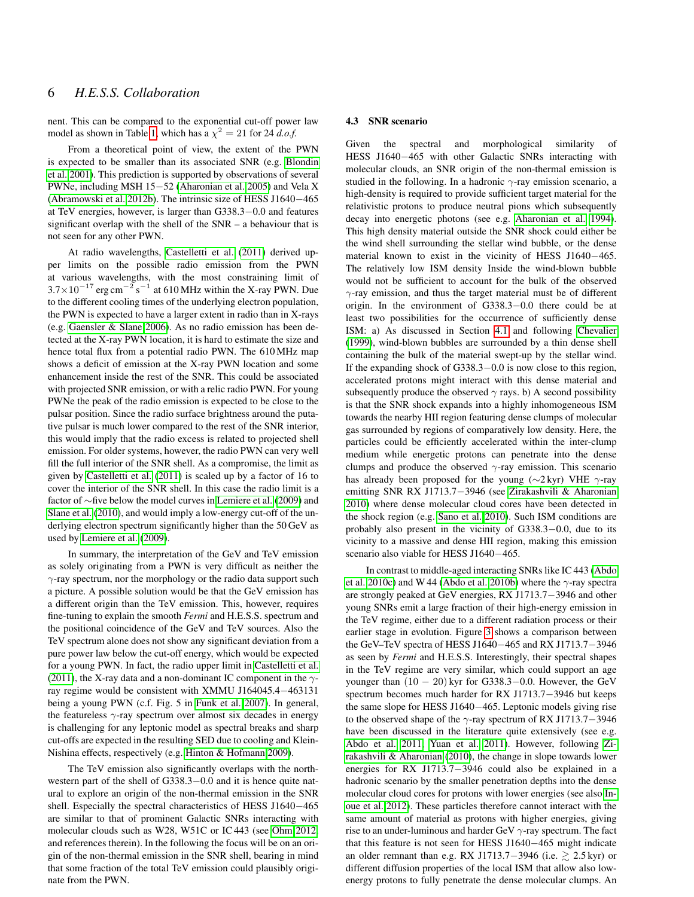nent. This can be compared to the exponential cut-off power law model as shown in Table 1, which has a $\chi^2 = 21$ for 24 *d.o.f.*

From a theoretical point of view, the extent of the PWN is expected to be smaller than its associated SNR (e.g. Blondin et al. 2001). This prediction is supported by observations of several PWNe, including MSH 15−52 (Aharonian et al. 2005) and Vela X (Abramowski et al. 2012b). The intrinsic size of HESS J1640−465 at TeV energies, however, is larger than G338.3−0.0 and features significant overlap with the shell of the SNR – a behaviour that is not seen for any other PWN.

At radio wavelengths, Castelletti et al. (2011) derived upper limits on the possible radio emission from the PWN at various wavelengths, with the most constraining limit of $3.7\times10^{-17}\,\mathrm{erg\,cm^{-2}\,s^{-1}}$ at 610 MHz within the X-ray PWN. Due to the different cooling times of the underlying electron population, the PWN is expected to have a larger extent in radio than in X-rays (e.g. Gaensler & Slane 2006). As no radio emission has been detected at the X-ray PWN location, it is hard to estimate the size and hence total flux from a potential radio PWN. The 610 MHz map shows a deficit of emission at the X-ray PWN location and some enhancement inside the rest of the SNR. This could be associated with projected SNR emission, or with a relic radio PWN. For young PWNe the peak of the radio emission is expected to be close to the pulsar position. Since the radio surface brightness around the putative pulsar is much lower compared to the rest of the SNR interior, this would imply that the radio excess is related to projected shell emission. For older systems, however, the radio PWN can very well fill the full interior of the SNR shell. As a compromise, the limit as given by Castelletti et al. (2011) is scaled up by a factor of 16 to cover the interior of the SNR shell. In this case the radio limit is a factor of ∼five below the model curves in Lemiere et al. (2009) and Slane et al. (2010), and would imply a low-energy cut-off of the underlying electron spectrum significantly higher than the 50 GeV as used by Lemiere et al. (2009).

In summary, the interpretation of the GeV and TeV emission as solely originating from a PWN is very difficult as neither the $\gamma$-ray spectrum, nor the morphology or the radio data support such a picture. A possible solution would be that the GeV emission has a different origin than the TeV emission. This, however, requires fine-tuning to explain the smooth *Fermi* and H.E.S.S. spectrum and the positional coincidence of the GeV and TeV sources. Also the TeV spectrum alone does not show any significant deviation from a pure power law below the cut-off energy, which would be expected for a young PWN. In fact, the radio upper limit in Castelletti et al. (2011), the X-ray data and a non-dominant IC component in the $\gamma$-ray regime would be consistent with XMMU J164045.4−463131 being a young PWN (c.f. Fig. 5 in Funk et al. 2007). In general, the featureless $\gamma$-ray spectrum over almost six decades in energy is challenging for any leptonic model as spectral breaks and sharp cut-offs are expected in the resulting SED due to cooling and Klein-Nishina effects, respectively (e.g. Hinton & Hofmann 2009).

The TeV emission also significantly overlaps with the north-western part of the shell of G338.3−0.0 and it is hence quite natural to explore an origin of the non-thermal emission in the SNR shell. Especially the spectral characteristics of HESS J1640−465 are similar to that of prominent Galactic SNRs interacting with molecular clouds such as W28, W51C or IC 443 (see Ohm 2012, and references therein). In the following the focus will be on an origin of the non-thermal emission in the SNR shell, bearing in mind that some fraction of the total TeV emission could plausibly originate from the PWN.

### 4.3 SNR scenario

Given the spectral and morphological similarity of HESS J1640−465 with other Galactic SNRs interacting with molecular clouds, an SNR origin of the non-thermal emission is studied in the following. In a hadronic $\gamma$-ray emission scenario, a high-density is required to provide sufficient target material for the relativistic protons to produce neutral pions which subsequently decay into energetic photons (see e.g. Aharonian et al. 1994). This high density material outside the SNR shock could either be the wind shell surrounding the stellar wind bubble, or the dense material known to exist in the vicinity of HESS J1640−465. The relatively low ISM density Inside the wind-blown bubble would not be sufficient to account for the bulk of the observed $\gamma$-ray emission, and thus the target material must be of different origin. In the environment of G338.3−0.0 there could be at least two possibilities for the occurrence of sufficiently dense ISM: a) As discussed in Section 4.1 and following Chevalier (1999), wind-blown bubbles are surrounded by a thin dense shell containing the bulk of the material swept-up by the stellar wind. If the expanding shock of G338.3−0.0 is now close to this region, accelerated protons might interact with this dense material and subsequently produce the observed $\gamma$ rays. b) A second possibility is that the SNR shock expands into a highly inhomogeneous ISM towards the nearby HII region featuring dense clumps of molecular gas surrounded by regions of comparatively low density. Here, the particles could be efficiently accelerated within the inter-clump medium while energetic protons can penetrate into the dense clumps and produce the observed $\gamma$-ray emission. This scenario has already been proposed for the young (∼2 kyr) VHE $\gamma$-ray emitting SNR RX J1713.7−3946 (see Zirakashvili & Aharonian 2010) where dense molecular cloud cores have been detected in the shock region (e.g. Sano et al. 2010). Such ISM conditions are probably also present in the vicinity of G338.3−0.0, due to its vicinity to a massive and dense HII region, making this emission scenario also viable for HESS J1640−465.

In contrast to middle-aged interacting SNRs like IC 443 (Abdo et al. 2010c) and W 44 (Abdo et al. 2010b) where the $\gamma$-ray spectra are strongly peaked at GeV energies, RX J1713.7−3946 and other young SNRs emit a large fraction of their high-energy emission in the TeV regime, either due to a different radiation process or their earlier stage in evolution. Figure 3 shows a comparison between the GeV–TeV spectra of HESS J1640−465 and RX J1713.7−3946 as seen by *Fermi* and H.E.S.S. Interestingly, their spectral shapes in the TeV regime are very similar, which could support an age younger than $(10-20)$ kyr for G338.3−0.0. However, the GeV spectrum becomes much harder for RX J1713.7−3946 but keeps the same slope for HESS J1640−465. Leptonic models giving rise to the observed shape of the $\gamma$-ray spectrum of RX J1713.7−3946 have been discussed in the literature quite extensively (see e.g. Abdo et al. 2011; Yuan et al. 2011). However, following Zirakashvili & Aharonian (2010), the change in slope towards lower energies for RX J1713.7−3946 could also be explained in a hadronic scenario by the smaller penetration depths into the dense molecular cloud cores for protons with lower energies (see also Inoue et al. 2012). These particles therefore cannot interact with the same amount of material as protons with higher energies, giving rise to an under-luminous and harder GeV $\gamma$-ray spectrum. The fact that this feature is not seen for HESS J1640−465 might indicate an older remnant than e.g. RX J1713.7−3946 (i.e. $\gtrsim 2.5$ kyr) or different diffusion properties of the local ISM that allow also low-energy protons to fully penetrate the dense molecular clumps. An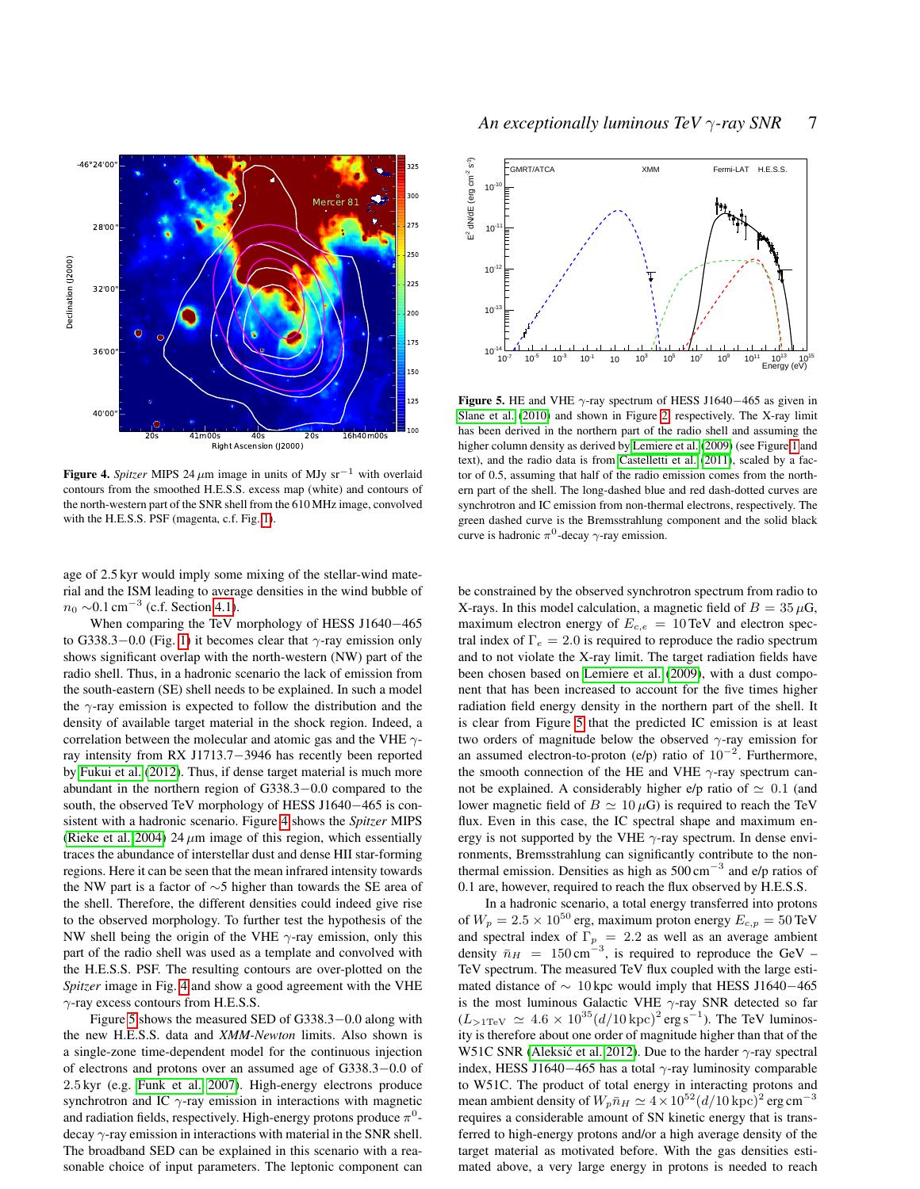**Figure 4.** *Spitzer* MIPS 24 $\mu$m image in units of MJy sr$^{-1}$ with overlaid contours from the smoothed H.E.S.S. excess map (white) and contours of the north-western part of the SNR shell from the 610 MHz image, convolved with the H.E.S.S. PSF (magenta, c.f. Fig. 1).

**Figure 5.** HE and VHE $\gamma$-ray spectrum of HESS J1640−465 as given in Slane et al. (2010) and shown in Figure 2, respectively. The X-ray limit has been derived in the northern part of the radio shell and assuming the higher column density as derived by Lemiere et al. (2009) (see Figure 1 and text), and the radio data is from Castelletti et al. (2011), scaled by a factor of 0.5, assuming that half of the radio emission comes from the northern part of the shell. The long-dashed blue and red dash-dotted curves are synchrotron and IC emission from non-thermal electrons, respectively. The green dashed curve is the Bremsstrahlung component and the solid black curve is hadronic $\pi^0$-decay $\gamma$-ray emission.

age of 2.5 kyr would imply some mixing of the stellar-wind material and the ISM leading to average densities in the wind bubble of $n_0 \sim 0.1\,\mathrm{cm}^{-3}$ (c.f. Section 4.1).

When comparing the TeV morphology of HESS J1640−465 to G338.3−0.0 (Fig. 1) it becomes clear that $\gamma$-ray emission only shows significant overlap with the north-western (NW) part of the radio shell. Thus, in a hadronic scenario the lack of emission from the south-eastern (SE) shell needs to be explained. In such a model the $\gamma$-ray emission is expected to follow the distribution and the density of available target material in the shock region. Indeed, a correlation between the molecular and atomic gas and the VHE $\gamma$-ray intensity from RX J1713.7−3946 has recently been reported by Fukui et al. (2012). Thus, if dense target material is much more abundant in the northern region of G338.3−0.0 compared to the south, the observed TeV morphology of HESS J1640−465 is consistent with a hadronic scenario. Figure 4 shows the *Spitzer* MIPS (Rieke et al. 2004) 24 $\mu$m image of this region, which essentially traces the abundance of interstellar dust and dense HII star-forming regions. Here it can be seen that the mean infrared intensity towards the NW part is a factor of $\sim$5 higher than towards the SE area of the shell. Therefore, the different densities could indeed give rise to the observed morphology. To further test the hypothesis of the NW shell being the origin of the VHE $\gamma$-ray emission, only this part of the radio shell was used as a template and convolved with the H.E.S.S. PSF. The resulting contours are over-plotted on the *Spitzer* image in Fig. 4 and show a good agreement with the VHE $\gamma$-ray excess contours from H.E.S.S.

Figure 5 shows the measured SED of G338.3−0.0 along with the new H.E.S.S. data and *XMM-Newton* limits. Also shown is a single-zone time-dependent model for the continuous injection of electrons and protons over an assumed age of G338.3−0.0 of 2.5 kyr (e.g. Funk et al. 2007). High-energy electrons produce synchrotron and IC $\gamma$-ray emission in interactions with magnetic and radiation fields, respectively. High-energy protons produce $\pi^0$-decay $\gamma$-ray emission in interactions with material in the SNR shell. The broadband SED can be explained in this scenario with a reasonable choice of input parameters. The leptonic component can be constrained by the observed synchrotron spectrum from radio to X-rays. In this model calculation, a magnetic field of $B = 35\,\mu$G, maximum electron energy of $E_{c,e} = 10$ TeV and electron spectral index of $\Gamma_e = 2.0$ is required to reproduce the radio spectrum and to not violate the X-ray limit. The target radiation fields have been chosen based on Lemiere et al. (2009), with a dust component that has been increased to account for the five times higher radiation field energy density in the northern part of the shell. It is clear from Figure 5 that the predicted IC emission is at least two orders of magnitude below the observed $\gamma$-ray emission for an assumed electron-to-proton (e/p) ratio of $10^{-2}$. Furthermore, the smooth connection of the HE and VHE $\gamma$-ray spectrum cannot be explained. A considerably higher e/p ratio of $\simeq 0.1$ (and lower magnetic field of $B \simeq 10\,\mu$G) is required to reach the TeV flux. Even in this case, the IC spectral shape and maximum energy is not supported by the VHE $\gamma$-ray spectrum. In dense environments, Bremsstrahlung can significantly contribute to the non-thermal emission. Densities as high as $500\,\mathrm{cm}^{-3}$ and e/p ratios of 0.1 are, however, required to reach the flux observed by H.E.S.S.

In a hadronic scenario, a total energy transferred into protons of $W_p = 2.5 \times 10^{50}$ erg, maximum proton energy $E_{c,p} = 50$ TeV and spectral index of $\Gamma_p = 2.2$ as well as an average ambient density $\bar{n}_H = 150\,\mathrm{cm}^{-3}$, is required to reproduce the GeV – TeV spectrum. The measured TeV flux coupled with the large estimated distance of $\sim$ 10 kpc would imply that HESS J1640−465 is the most luminous Galactic VHE $\gamma$-ray SNR detected so far ($L_{>1\mathrm{TeV}} \simeq 4.6 \times 10^{35} (d/10\,\mathrm{kpc})^2\,\mathrm{erg\,s}^{-1}$). The TeV luminosity is therefore about one order of magnitude higher than that of the W51C SNR (Aleksić et al. 2012). Due to the harder $\gamma$-ray spectral index, HESS J1640−465 has a total $\gamma$-ray luminosity comparable to W51C. The product of total energy in interacting protons and mean ambient density of $W_p \bar{n}_H \simeq 4 \times 10^{52} (d/10\,\mathrm{kpc})^2\,\mathrm{erg\,cm}^{-3}$ requires a considerable amount of SN kinetic energy that is transferred to high-energy protons and/or a high average density of the target material as motivated before. With the gas densities estimated above, a very large energy in protons is needed to reach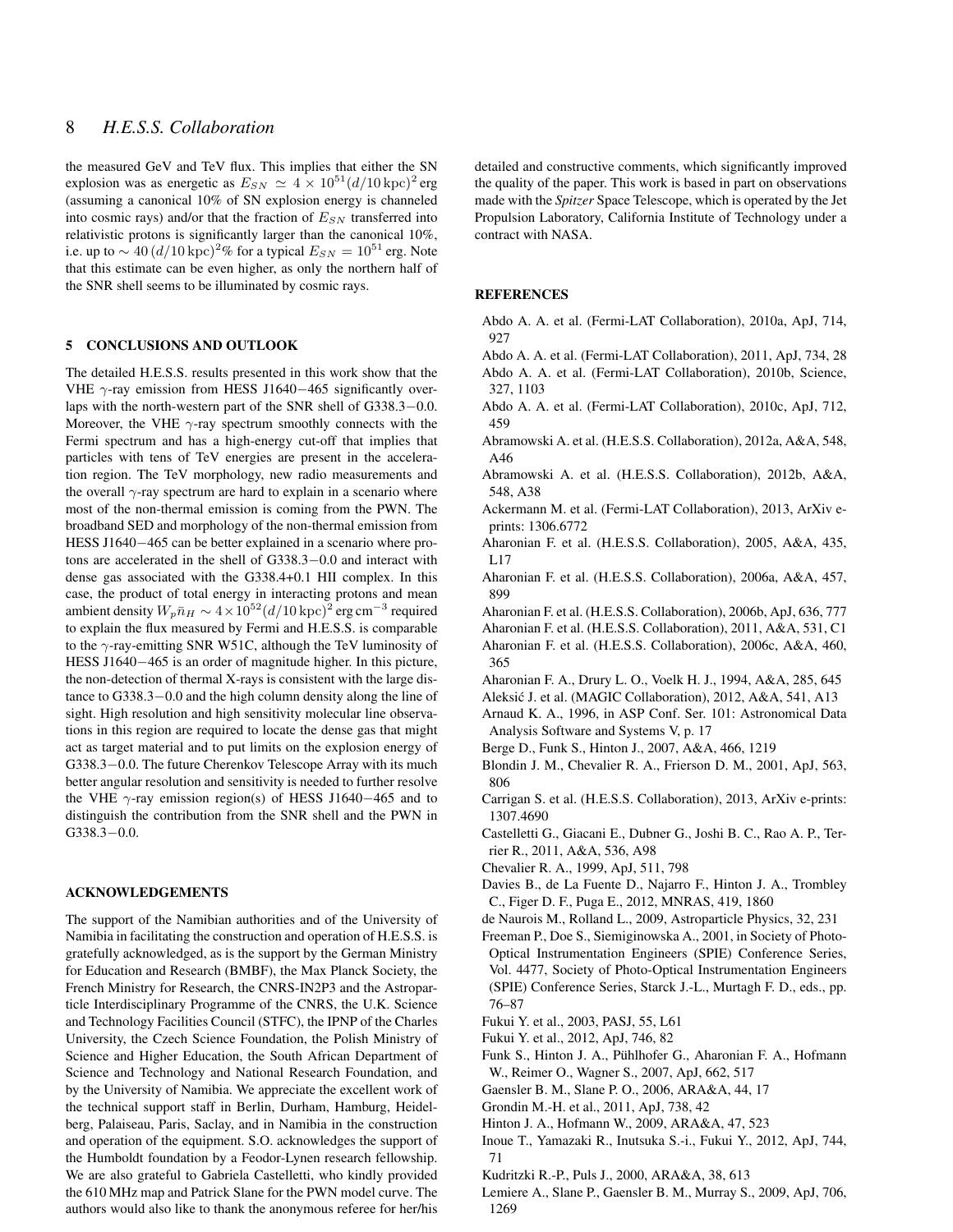the measured GeV and TeV flux. This implies that either the SN explosion was as energetic as $E_{SN} \simeq 4 \times 10^{51} (d/10\,\mathrm{kpc})^2$ erg (assuming a canonical 10% of SN explosion energy is channeled into cosmic rays) and/or that the fraction of $E_{SN}$ transferred into relativistic protons is significantly larger than the canonical 10%, i.e. up to $\sim 40\,(d/10\,\mathrm{kpc})^2$% for a typical $E_{SN} = 10^{51}$ erg. Note that this estimate can be even higher, as only the northern half of the SNR shell seems to be illuminated by cosmic rays.

## 5 CONCLUSIONS AND OUTLOOK

The detailed H.E.S.S. results presented in this work show that the VHE $\gamma$-ray emission from HESS J1640−465 significantly overlaps with the north-western part of the SNR shell of G338.3−0.0. Moreover, the VHE $\gamma$-ray spectrum smoothly connects with the Fermi spectrum and has a high-energy cut-off that implies that particles with tens of TeV energies are present in the acceleration region. The TeV morphology, new radio measurements and the overall $\gamma$-ray spectrum are hard to explain in a scenario where most of the non-thermal emission is coming from the PWN. The broadband SED and morphology of the non-thermal emission from HESS J1640−465 can be better explained in a scenario where protons are accelerated in the shell of G338.3−0.0 and interact with dense gas associated with the G338.4+0.1 HII complex. In this case, the product of total energy in interacting protons and mean ambient density $W_p \bar{n}_H \sim 4 \times 10^{52} (d/10\,\mathrm{kpc})^2\,\mathrm{erg\,cm^{-3}}$ required to explain the flux measured by Fermi and H.E.S.S. is comparable to the $\gamma$-ray-emitting SNR W51C, although the TeV luminosity of HESS J1640−465 is an order of magnitude higher. In this picture, the non-detection of thermal X-rays is consistent with the large distance to G338.3−0.0 and the high column density along the line of sight. High resolution and high sensitivity molecular line observations in this region are required to locate the dense gas that might act as target material and to put limits on the explosion energy of G338.3−0.0. The future Cherenkov Telescope Array with its much better angular resolution and sensitivity is needed to further resolve the VHE $\gamma$-ray emission region(s) of HESS J1640−465 and to distinguish the contribution from the SNR shell and the PWN in G338.3−0.0.

## ACKNOWLEDGEMENTS

The support of the Namibian authorities and of the University of Namibia in facilitating the construction and operation of H.E.S.S. is gratefully acknowledged, as is the support by the German Ministry for Education and Research (BMBF), the Max Planck Society, the French Ministry for Research, the CNRS-IN2P3 and the Astroparticle Interdisciplinary Programme of the CNRS, the U.K. Science and Technology Facilities Council (STFC), the IPNP of the Charles University, the Czech Science Foundation, the Polish Ministry of Science and Higher Education, the South African Department of Science and Technology and National Research Foundation, and by the University of Namibia. We appreciate the excellent work of the technical support staff in Berlin, Durham, Hamburg, Heidelberg, Palaiseau, Paris, Saclay, and in Namibia in the construction and operation of the equipment. S.O. acknowledges the support of the Humboldt foundation by a Feodor-Lynen research fellowship. We are also grateful to Gabriela Castelletti, who kindly provided the 610 MHz map and Patrick Slane for the PWN model curve. The authors would also like to thank the anonymous referee for her/his detailed and constructive comments, which significantly improved the quality of the paper. This work is based in part on observations made with the *Spitzer* Space Telescope, which is operated by the Jet Propulsion Laboratory, California Institute of Technology under a contract with NASA.

## REFERENCES

Abdo A. A. et al. (Fermi-LAT Collaboration), 2010a, ApJ, 714, 927

Abdo A. A. et al. (Fermi-LAT Collaboration), 2011, ApJ, 734, 28

Abdo A. A. et al. (Fermi-LAT Collaboration), 2010b, Science, 327, 1103

Abdo A. A. et al. (Fermi-LAT Collaboration), 2010c, ApJ, 712, 459

Abramowski A. et al. (H.E.S.S. Collaboration), 2012a, A&A, 548, A46

Abramowski A. et al. (H.E.S.S. Collaboration), 2012b, A&A, 548, A38

Ackermann M. et al. (Fermi-LAT Collaboration), 2013, ArXiv e-prints: 1306.6772

Aharonian F. et al. (H.E.S.S. Collaboration), 2005, A&A, 435, L17

Aharonian F. et al. (H.E.S.S. Collaboration), 2006a, A&A, 457, 899

Aharonian F. et al. (H.E.S.S. Collaboration), 2006b, ApJ, 636, 777

Aharonian F. et al. (H.E.S.S. Collaboration), 2011, A&A, 531, C1

Aharonian F. et al. (H.E.S.S. Collaboration), 2006c, A&A, 460, 365

Aharonian F. A., Drury L. O., Voelk H. J., 1994, A&A, 285, 645

Aleksić J. et al. (MAGIC Collaboration), 2012, A&A, 541, A13

Arnaud K. A., 1996, in ASP Conf. Ser. 101: Astronomical Data Analysis Software and Systems V, p. 17

Berge D., Funk S., Hinton J., 2007, A&A, 466, 1219

Blondin J. M., Chevalier R. A., Frierson D. M., 2001, ApJ, 563, 806

Carrigan S. et al. (H.E.S.S. Collaboration), 2013, ArXiv e-prints: 1307.4690

Castelletti G., Giacani E., Dubner G., Joshi B. C., Rao A. P., Terrier R., 2011, A&A, 536, A98

Chevalier R. A., 1999, ApJ, 511, 798

Davies B., de La Fuente D., Najarro F., Hinton J. A., Trombley C., Figer D. F., Puga E., 2012, MNRAS, 419, 1860

de Naurois M., Rolland L., 2009, Astroparticle Physics, 32, 231

Freeman P., Doe S., Siemiginowska A., 2001, in Society of Photo-Optical Instrumentation Engineers (SPIE) Conference Series, Vol. 4477, Society of Photo-Optical Instrumentation Engineers (SPIE) Conference Series, Starck J.-L., Murtagh F. D., eds., pp. 76–87

Fukui Y. et al., 2003, PASJ, 55, L61

Fukui Y. et al., 2012, ApJ, 746, 82

Funk S., Hinton J. A., Pühlhofer G., Aharonian F. A., Hofmann W., Reimer O., Wagner S., 2007, ApJ, 662, 517

Gaensler B. M., Slane P. O., 2006, ARA&A, 44, 17

Grondin M.-H. et al., 2011, ApJ, 738, 42

Hinton J. A., Hofmann W., 2009, ARA&A, 47, 523

Inoue T., Yamazaki R., Inutsuka S.-i., Fukui Y., 2012, ApJ, 744, 71

Kudritzki R.-P., Puls J., 2000, ARA&A, 38, 613

Lemiere A., Slane P., Gaensler B. M., Murray S., 2009, ApJ, 706, 1269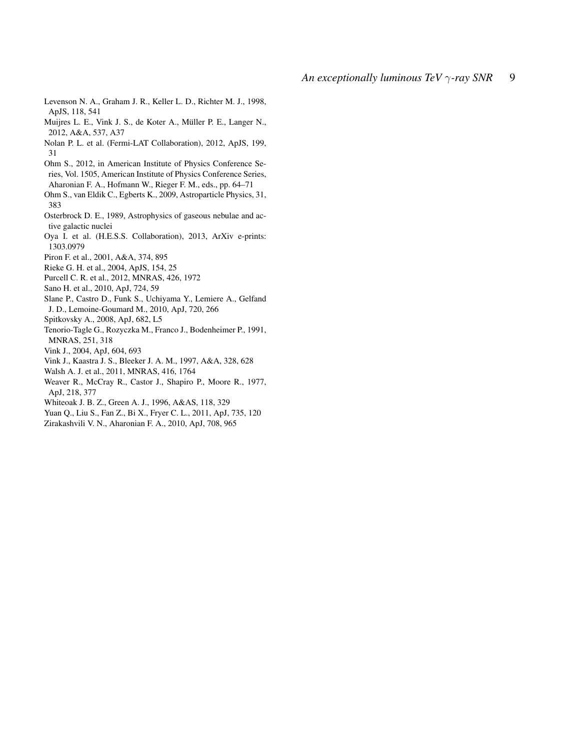Levenson N. A., Graham J. R., Keller L. D., Richter M. J., 1998, ApJS, 118, 541

Muijres L. E., Vink J. S., de Koter A., Müller P. E., Langer N., 2012, A&A, 537, A37

Nolan P. L. et al. (Fermi-LAT Collaboration), 2012, ApJS, 199, 31

Ohm S., 2012, in American Institute of Physics Conference Series, Vol. 1505, American Institute of Physics Conference Series, Aharonian F. A., Hofmann W., Rieger F. M., eds., pp. 64–71

Ohm S., van Eldik C., Egberts K., 2009, Astroparticle Physics, 31, 383

Osterbrock D. E., 1989, Astrophysics of gaseous nebulae and active galactic nuclei

Oya I. et al. (H.E.S.S. Collaboration), 2013, ArXiv e-prints: 1303.0979

Piron F. et al., 2001, A&A, 374, 895

Rieke G. H. et al., 2004, ApJS, 154, 25

Purcell C. R. et al., 2012, MNRAS, 426, 1972

Sano H. et al., 2010, ApJ, 724, 59

Slane P., Castro D., Funk S., Uchiyama Y., Lemiere A., Gelfand J. D., Lemoine-Goumard M., 2010, ApJ, 720, 266

Spitkovsky A., 2008, ApJ, 682, L5

Tenorio-Tagle G., Rozyczka M., Franco J., Bodenheimer P., 1991, MNRAS, 251, 318

Vink J., 2004, ApJ, 604, 693

Vink J., Kaastra J. S., Bleeker J. A. M., 1997, A&A, 328, 628

Walsh A. J. et al., 2011, MNRAS, 416, 1764

Weaver R., McCray R., Castor J., Shapiro P., Moore R., 1977, ApJ, 218, 377

Whiteoak J. B. Z., Green A. J., 1996, A&AS, 118, 329

Yuan Q., Liu S., Fan Z., Bi X., Fryer C. L., 2011, ApJ, 735, 120

Zirakashvili V. N., Aharonian F. A., 2010, ApJ, 708, 965